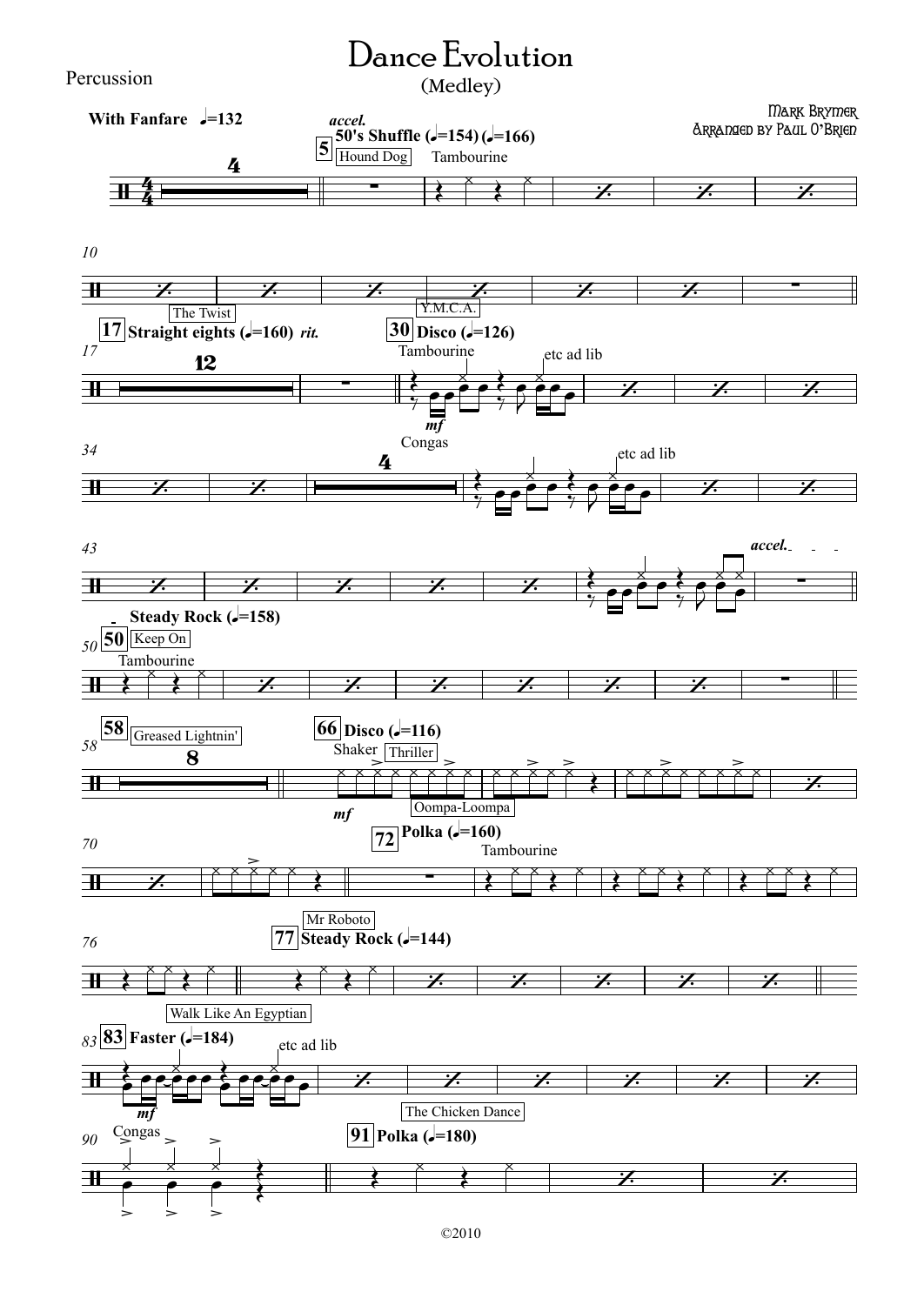Percussion

# Dance Evolution

(Medley)

Mark Brymer
Arranged by Paul O'Brien

**With Fanfare** ♩=132

4

*accel.*

5 **50's Shuffle** (♩=154) (♩=166)

Hound Dog

Tambourine

10

The Twist

17 **Straight eights** (♩=160) *rit.*

12

Y.M.C.A.

30 **Disco** (♩=126)

Tambourine

etc ad lib

*mf*

34

Congas

4

etc ad lib

43

*accel.*

50 **Steady Rock** (♩=158)

Keep On

Tambourine

58 Greased Lightnin'

8

66 **Disco** (♩=116)

Shaker

Thriller

*mf*

Oompa-Loompa

70

72 **Polka** (♩=160)

Tambourine

76

Mr Roboto

77 **Steady Rock** (♩=144)

Walk Like An Egyptian

83 **Faster** (♩=184)

etc ad lib

*mf*

The Chicken Dance

90

Congas

91 **Polka** (♩=180)

©2010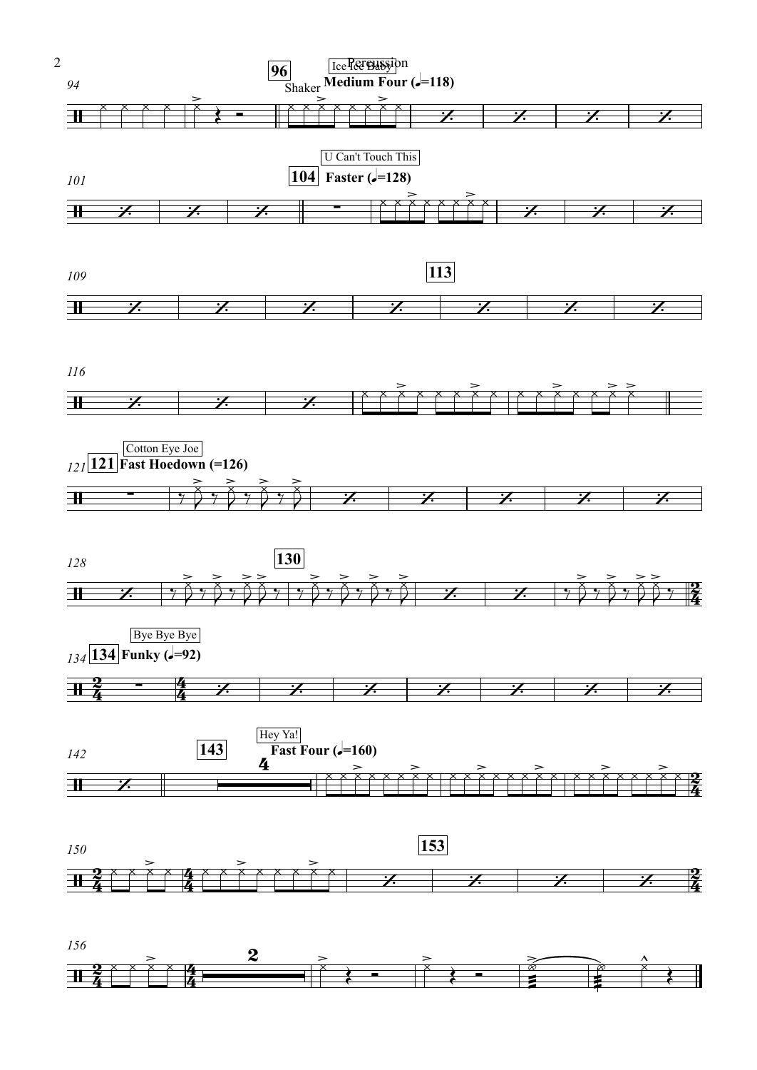Percussion

94

**96** Ice Ice Baby

Shaker

**Medium Four (♩=118)**

101

**104** U Can't Touch This

**Faster (♩=128)**

109

**113**

116

121 **121** Cotton Eye Joe

**Fast Hoedown (=126)**

128

**130**

134 **134** Bye Bye Bye

**Funky (♩=92)**

142

**143**

Hey Ya!

**Fast Four (♩=160)**

150

**153**

156